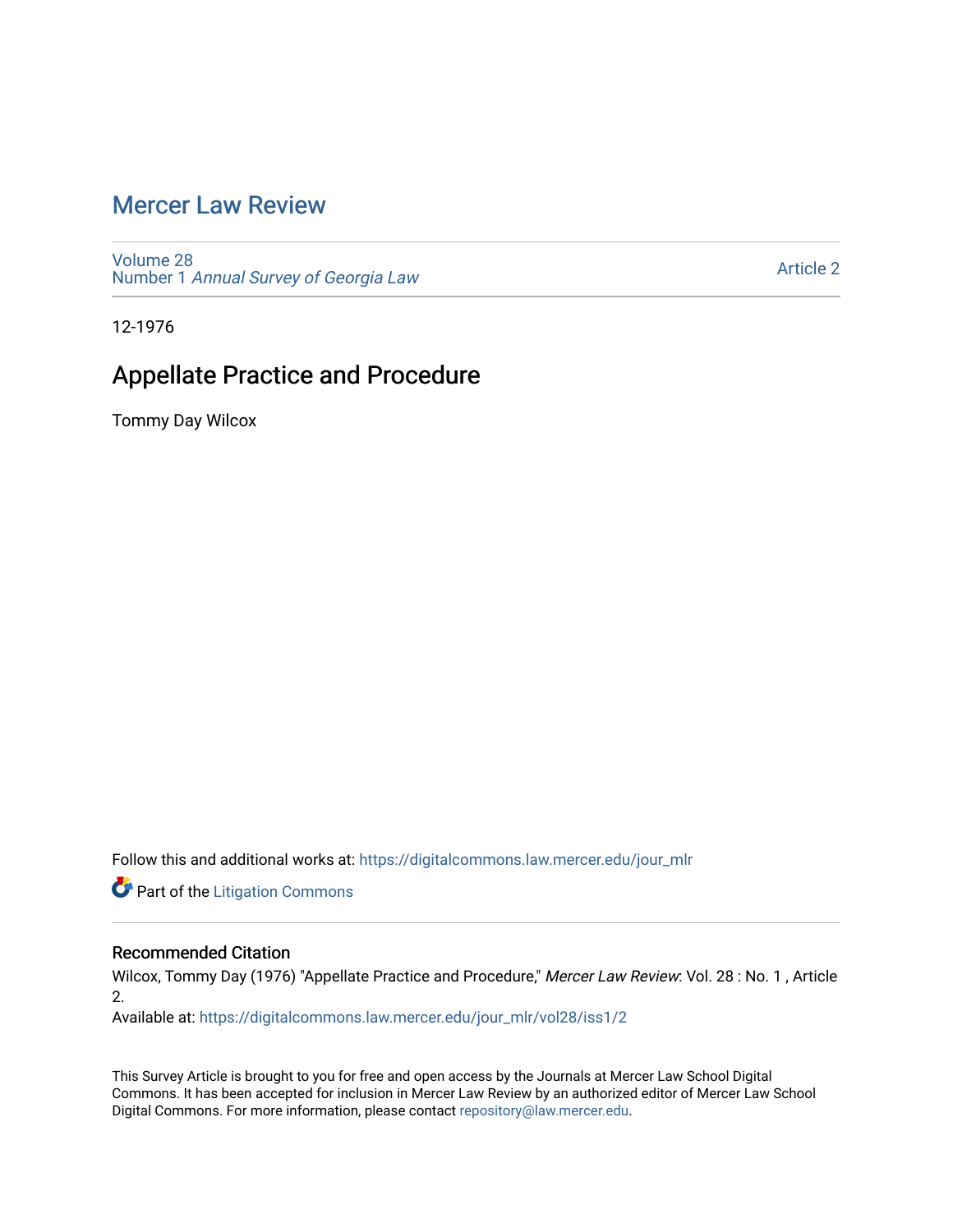# Mercer Law Review

Volume 28
Number 1 *Annual Survey of Georgia Law*

Article 2

12-1976

## Appellate Practice and Procedure

Tommy Day Wilcox

Follow this and additional works at: https://digitalcommons.law.mercer.edu/jour_mlr

Part of the Litigation Commons

### Recommended Citation

Wilcox, Tommy Day (1976) "Appellate Practice and Procedure," *Mercer Law Review*: Vol. 28 : No. 1 , Article 2.
Available at: https://digitalcommons.law.mercer.edu/jour_mlr/vol28/iss1/2

This Survey Article is brought to you for free and open access by the Journals at Mercer Law School Digital Commons. It has been accepted for inclusion in Mercer Law Review by an authorized editor of Mercer Law School Digital Commons. For more information, please contact repository@law.mercer.edu.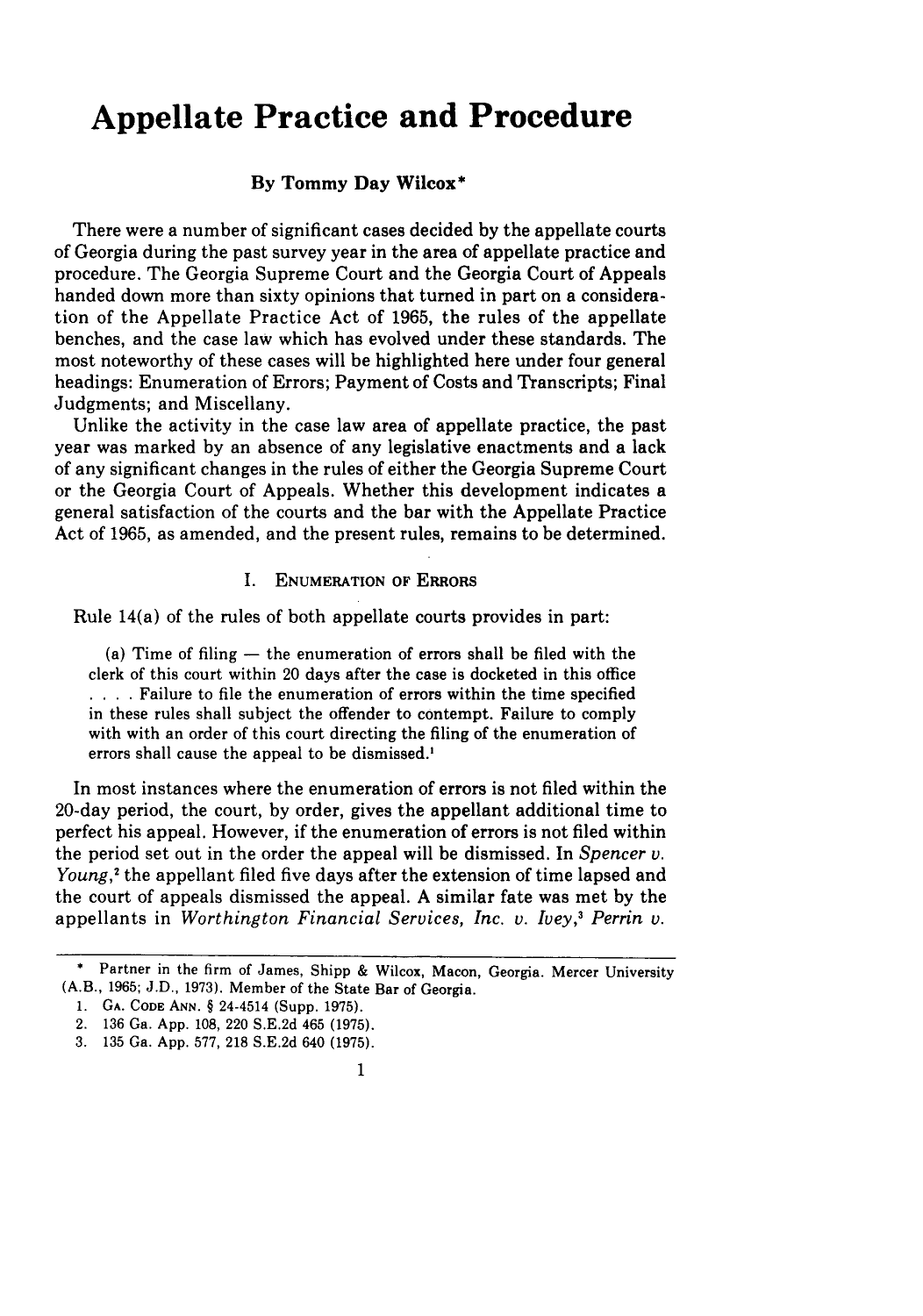# Appellate Practice and Procedure

**By Tommy Day Wilcox***

There were a number of significant cases decided by the appellate courts of Georgia during the past survey year in the area of appellate practice and procedure. The Georgia Supreme Court and the Georgia Court of Appeals handed down more than sixty opinions that turned in part on a consideration of the Appellate Practice Act of 1965, the rules of the appellate benches, and the case law which has evolved under these standards. The most noteworthy of these cases will be highlighted here under four general headings: Enumeration of Errors; Payment of Costs and Transcripts; Final Judgments; and Miscellany.

Unlike the activity in the case law area of appellate practice, the past year was marked by an absence of any legislative enactments and a lack of any significant changes in the rules of either the Georgia Supreme Court or the Georgia Court of Appeals. Whether this development indicates a general satisfaction of the courts and the bar with the Appellate Practice Act of 1965, as amended, and the present rules, remains to be determined.

## I. Enumeration of Errors

Rule 14(a) of the rules of both appellate courts provides in part:

> (a) Time of filing — the enumeration of errors shall be filed with the clerk of this court within 20 days after the case is docketed in this office . . . . Failure to file the enumeration of errors within the time specified in these rules shall subject the offender to contempt. Failure to comply with with an order of this court directing the filing of the enumeration of errors shall cause the appeal to be dismissed.[1]

In most instances where the enumeration of errors is not filed within the 20-day period, the court, by order, gives the appellant additional time to perfect his appeal. However, if the enumeration of errors is not filed within the period set out in the order the appeal will be dismissed. In *Spencer v. Young*,[2] the appellant filed five days after the extension of time lapsed and the court of appeals dismissed the appeal. A similar fate was met by the appellants in *Worthington Financial Services, Inc. v. Ivey*,[3] *Perrin v.*

---

\* Partner in the firm of James, Shipp & Wilcox, Macon, Georgia. Mercer University (A.B., 1965; J.D., 1973). Member of the State Bar of Georgia.

1. Ga. Code Ann. § 24-4514 (Supp. 1975).
2. 136 Ga. App. 108, 220 S.E.2d 465 (1975).
3. 135 Ga. App. 577, 218 S.E.2d 640 (1975).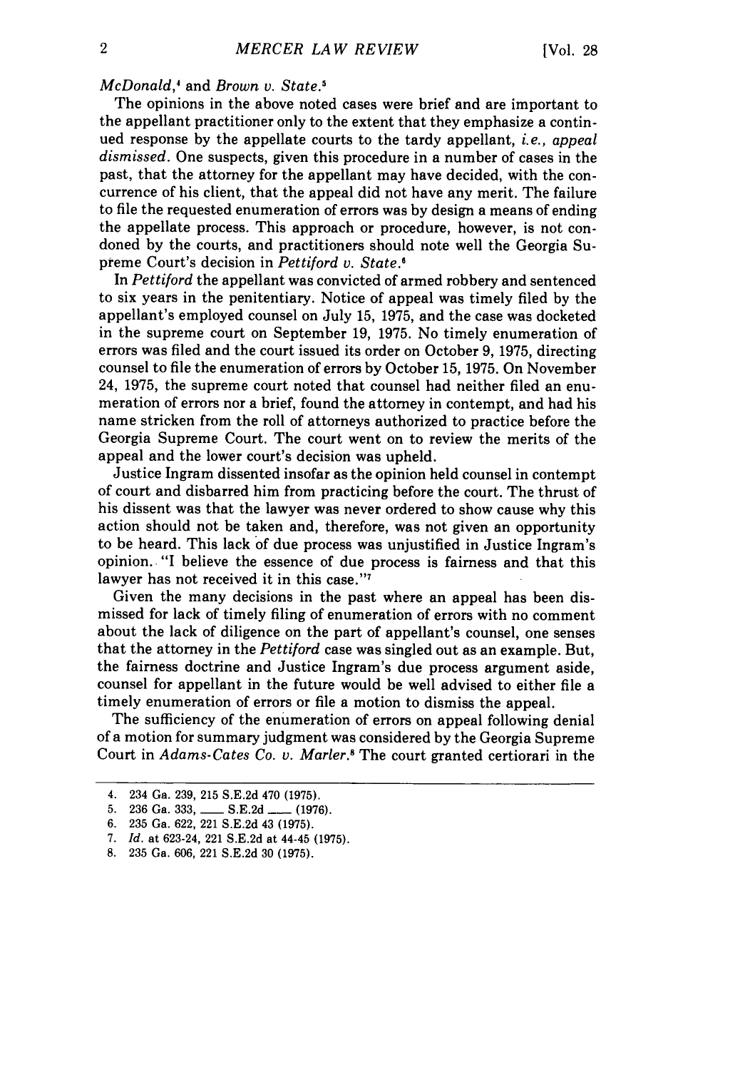*McDonald*,[4] and *Brown v. State*.[5]

The opinions in the above noted cases were brief and are important to the appellant practitioner only to the extent that they emphasize a continued response by the appellate courts to the tardy appellant, *i.e., appeal dismissed*. One suspects, given this procedure in a number of cases in the past, that the attorney for the appellant may have decided, with the concurrence of his client, that the appeal did not have any merit. The failure to file the requested enumeration of errors was by design a means of ending the appellate process. This approach or procedure, however, is not condoned by the courts, and practitioners should note well the Georgia Supreme Court's decision in *Pettiford v. State*.[6]

In *Pettiford* the appellant was convicted of armed robbery and sentenced to six years in the penitentiary. Notice of appeal was timely filed by the appellant's employed counsel on July 15, 1975, and the case was docketed in the supreme court on September 19, 1975. No timely enumeration of errors was filed and the court issued its order on October 9, 1975, directing counsel to file the enumeration of errors by October 15, 1975. On November 24, 1975, the supreme court noted that counsel had neither filed an enumeration of errors nor a brief, found the attorney in contempt, and had his name stricken from the roll of attorneys authorized to practice before the Georgia Supreme Court. The court went on to review the merits of the appeal and the lower court's decision was upheld.

Justice Ingram dissented insofar as the opinion held counsel in contempt of court and disbarred him from practicing before the court. The thrust of his dissent was that the lawyer was never ordered to show cause why this action should not be taken and, therefore, was not given an opportunity to be heard. This lack of due process was unjustified in Justice Ingram's opinion. "I believe the essence of due process is fairness and that this lawyer has not received it in this case."[7]

Given the many decisions in the past where an appeal has been dismissed for lack of timely filing of enumeration of errors with no comment about the lack of diligence on the part of appellant's counsel, one senses that the attorney in the *Pettiford* case was singled out as an example. But, the fairness doctrine and Justice Ingram's due process argument aside, counsel for appellant in the future would be well advised to either file a timely enumeration of errors or file a motion to dismiss the appeal.

The sufficiency of the enumeration of errors on appeal following denial of a motion for summary judgment was considered by the Georgia Supreme Court in *Adams-Cates Co. v. Marler*.[8] The court granted certiorari in the

---

4. 234 Ga. 239, 215 S.E.2d 470 (1975).
5. 236 Ga. 333, ___ S.E.2d ___ (1976).
6. 235 Ga. 622, 221 S.E.2d 43 (1975).
7. *Id.* at 623-24, 221 S.E.2d at 44-45 (1975).
8. 235 Ga. 606, 221 S.E.2d 30 (1975).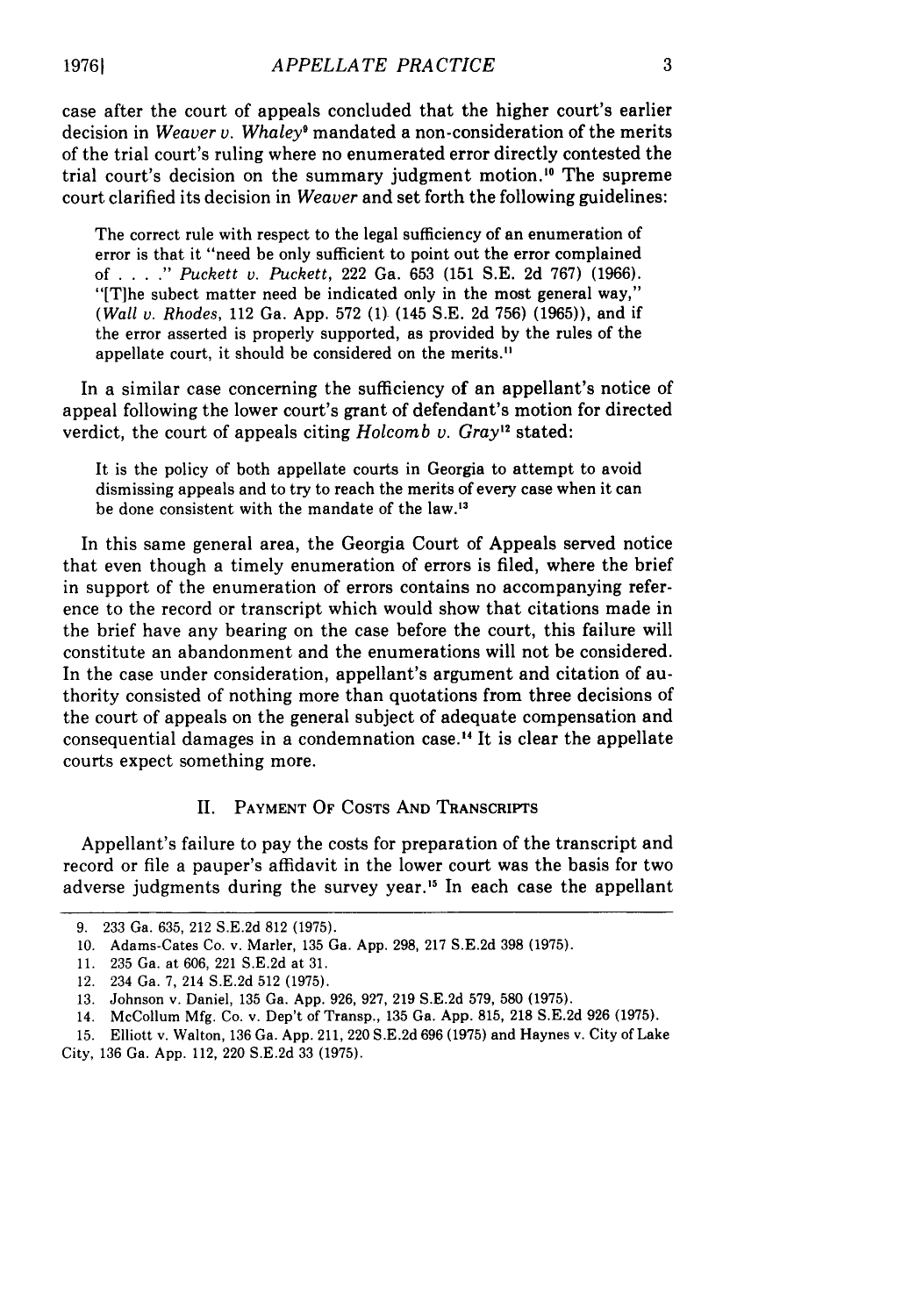case after the court of appeals concluded that the higher court's earlier decision in *Weaver v. Whaley*[9] mandated a non-consideration of the merits of the trial court's ruling where no enumerated error directly contested the trial court's decision on the summary judgment motion.[10] The supreme court clarified its decision in *Weaver* and set forth the following guidelines:

> The correct rule with respect to the legal sufficiency of an enumeration of error is that it "need be only sufficient to point out the error complained of . . . ." *Puckett v. Puckett*, 222 Ga. 653 (151 S.E. 2d 767) (1966). "[T]he subect matter need be indicated only in the most general way," (*Wall v. Rhodes*, 112 Ga. App. 572 (1) (145 S.E. 2d 756) (1965)), and if the error asserted is properly supported, as provided by the rules of the appellate court, it should be considered on the merits.[11]

In a similar case concerning the sufficiency of an appellant's notice of appeal following the lower court's grant of defendant's motion for directed verdict, the court of appeals citing *Holcomb v. Gray*[12] stated:

> It is the policy of both appellate courts in Georgia to attempt to avoid dismissing appeals and to try to reach the merits of every case when it can be done consistent with the mandate of the law.[13]

In this same general area, the Georgia Court of Appeals served notice that even though a timely enumeration of errors is filed, where the brief in support of the enumeration of errors contains no accompanying reference to the record or transcript which would show that citations made in the brief have any bearing on the case before the court, this failure will constitute an abandonment and the enumerations will not be considered. In the case under consideration, appellant's argument and citation of authority consisted of nothing more than quotations from three decisions of the court of appeals on the general subject of adequate compensation and consequential damages in a condemnation case.[14] It is clear the appellate courts expect something more.

## II. Payment Of Costs And Transcripts

Appellant's failure to pay the costs for preparation of the transcript and record or file a pauper's affidavit in the lower court was the basis for two adverse judgments during the survey year.[15] In each case the appellant

---

9. 233 Ga. 635, 212 S.E.2d 812 (1975).
10. Adams-Cates Co. v. Marler, 135 Ga. App. 298, 217 S.E.2d 398 (1975).
11. 235 Ga. at 606, 221 S.E.2d at 31.
12. 234 Ga. 7, 214 S.E.2d 512 (1975).
13. Johnson v. Daniel, 135 Ga. App. 926, 927, 219 S.E.2d 579, 580 (1975).
14. McCollum Mfg. Co. v. Dep't of Transp., 135 Ga. App. 815, 218 S.E.2d 926 (1975).
15. Elliott v. Walton, 136 Ga. App. 211, 220 S.E.2d 696 (1975) and Haynes v. City of Lake City, 136 Ga. App. 112, 220 S.E.2d 33 (1975).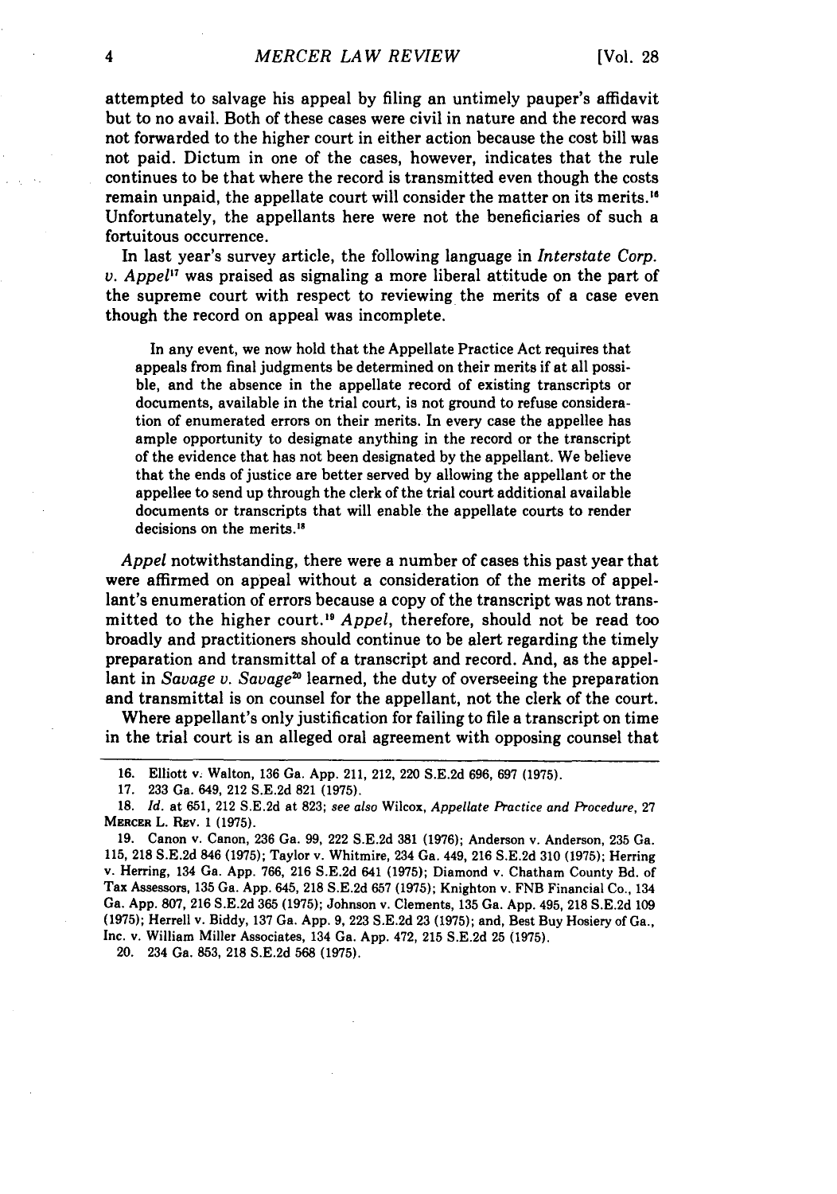attempted to salvage his appeal by filing an untimely pauper's affidavit but to no avail. Both of these cases were civil in nature and the record was not forwarded to the higher court in either action because the cost bill was not paid. Dictum in one of the cases, however, indicates that the rule continues to be that where the record is transmitted even though the costs remain unpaid, the appellate court will consider the matter on its merits.[16] Unfortunately, the appellants here were not the beneficiaries of such a fortuitous occurrence.

In last year's survey article, the following language in *Interstate Corp. v. Appel*[17] was praised as signaling a more liberal attitude on the part of the supreme court with respect to reviewing the merits of a case even though the record on appeal was incomplete.

> In any event, we now hold that the Appellate Practice Act requires that appeals from final judgments be determined on their merits if at all possible, and the absence in the appellate record of existing transcripts or documents, available in the trial court, is not ground to refuse consideration of enumerated errors on their merits. In every case the appellee has ample opportunity to designate anything in the record or the transcript of the evidence that has not been designated by the appellant. We believe that the ends of justice are better served by allowing the appellant or the appellee to send up through the clerk of the trial court additional available documents or transcripts that will enable the appellate courts to render decisions on the merits.[18]

*Appel* notwithstanding, there were a number of cases this past year that were affirmed on appeal without a consideration of the merits of appellant's enumeration of errors because a copy of the transcript was not transmitted to the higher court.[19] *Appel*, therefore, should not be read too broadly and practitioners should continue to be alert regarding the timely preparation and transmittal of a transcript and record. And, as the appellant in *Savage v. Savage*[20] learned, the duty of overseeing the preparation and transmittal is on counsel for the appellant, not the clerk of the court.

Where appellant's only justification for failing to file a transcript on time in the trial court is an alleged oral agreement with opposing counsel that

---

16. Elliott v. Walton, 136 Ga. App. 211, 212, 220 S.E.2d 696, 697 (1975).

17. 233 Ga. 649, 212 S.E.2d 821 (1975).

18. *Id.* at 651, 212 S.E.2d at 823; *see also* Wilcox, *Appellate Practice and Procedure*, 27 MERCER L. REV. 1 (1975).

19. Canon v. Canon, 236 Ga. 99, 222 S.E.2d 381 (1976); Anderson v. Anderson, 235 Ga. 115, 218 S.E.2d 846 (1975); Taylor v. Whitmire, 234 Ga. 449, 216 S.E.2d 310 (1975); Herring v. Herring, 134 Ga. App. 766, 216 S.E.2d 641 (1975); Diamond v. Chatham County Bd. of Tax Assessors, 135 Ga. App. 645, 218 S.E.2d 657 (1975); Knighton v. FNB Financial Co., 134 Ga. App. 807, 216 S.E.2d 365 (1975); Johnson v. Clements, 135 Ga. App. 495, 218 S.E.2d 109 (1975); Herrell v. Biddy, 137 Ga. App. 9, 223 S.E.2d 23 (1975); and, Best Buy Hosiery of Ga., Inc. v. William Miller Associates, 134 Ga. App. 472, 215 S.E.2d 25 (1975).

20. 234 Ga. 853, 218 S.E.2d 568 (1975).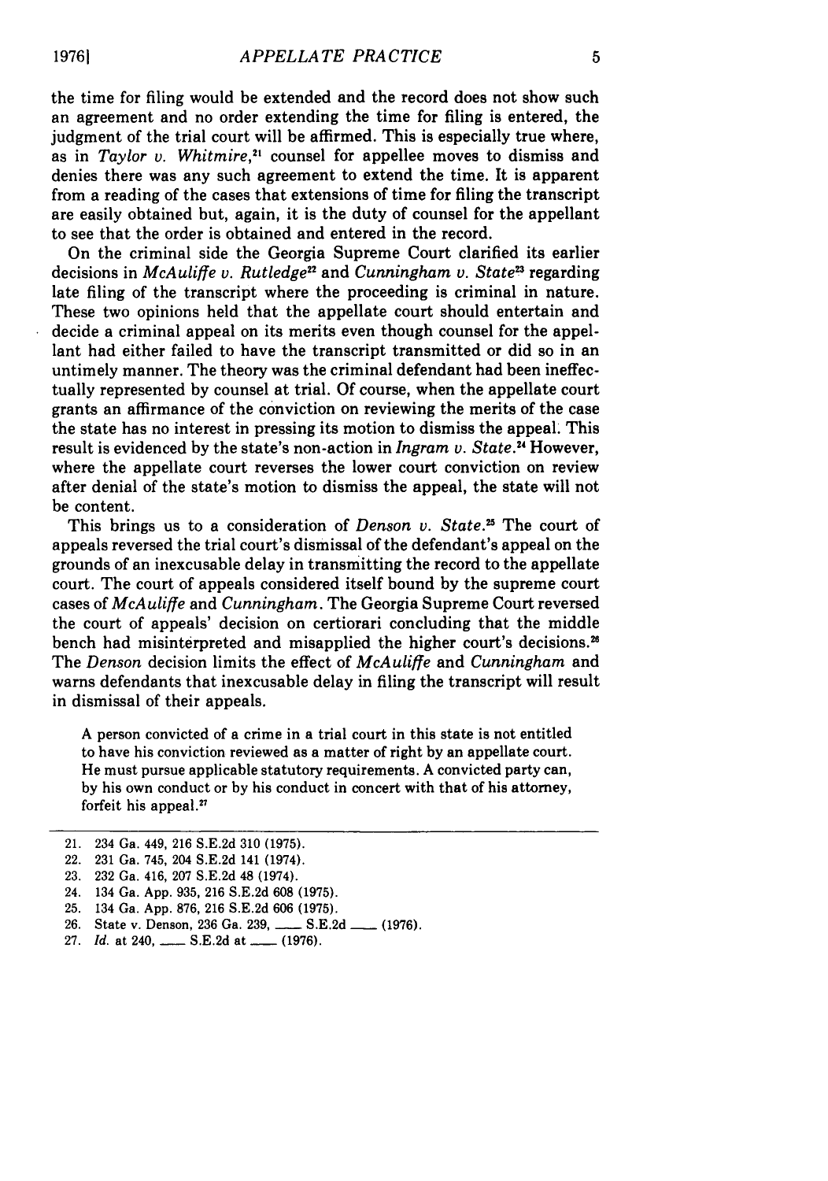the time for filing would be extended and the record does not show such an agreement and no order extending the time for filing is entered, the judgment of the trial court will be affirmed. This is especially true where, as in *Taylor v. Whitmire*,[21] counsel for appellee moves to dismiss and denies there was any such agreement to extend the time. It is apparent from a reading of the cases that extensions of time for filing the transcript are easily obtained but, again, it is the duty of counsel for the appellant to see that the order is obtained and entered in the record.

On the criminal side the Georgia Supreme Court clarified its earlier decisions in *McAuliffe v. Rutledge*[22] and *Cunningham v. State*[23] regarding late filing of the transcript where the proceeding is criminal in nature. These two opinions held that the appellate court should entertain and decide a criminal appeal on its merits even though counsel for the appellant had either failed to have the transcript transmitted or did so in an untimely manner. The theory was the criminal defendant had been ineffectually represented by counsel at trial. Of course, when the appellate court grants an affirmance of the conviction on reviewing the merits of the case the state has no interest in pressing its motion to dismiss the appeal. This result is evidenced by the state's non-action in *Ingram v. State*.[24] However, where the appellate court reverses the lower court conviction on review after denial of the state's motion to dismiss the appeal, the state will not be content.

This brings us to a consideration of *Denson v. State*.[25] The court of appeals reversed the trial court's dismissal of the defendant's appeal on the grounds of an inexcusable delay in transmitting the record to the appellate court. The court of appeals considered itself bound by the supreme court cases of *McAuliffe* and *Cunningham*. The Georgia Supreme Court reversed the court of appeals' decision on certiorari concluding that the middle bench had misinterpreted and misapplied the higher court's decisions.[26] The *Denson* decision limits the effect of *McAuliffe* and *Cunningham* and warns defendants that inexcusable delay in filing the transcript will result in dismissal of their appeals.

> A person convicted of a crime in a trial court in this state is not entitled to have his conviction reviewed as a matter of right by an appellate court. He must pursue applicable statutory requirements. A convicted party can, by his own conduct or by his conduct in concert with that of his attorney, forfeit his appeal.[27]

---

21. 234 Ga. 449, 216 S.E.2d 310 (1975).
22. 231 Ga. 745, 204 S.E.2d 141 (1974).
23. 232 Ga. 416, 207 S.E.2d 48 (1974).
24. 134 Ga. App. 935, 216 S.E.2d 608 (1975).
25. 134 Ga. App. 876, 216 S.E.2d 606 (1975).
26. State v. Denson, 236 Ga. 239, ___ S.E.2d ___ (1976).
27. *Id.* at 240, ___ S.E.2d at ___ (1976).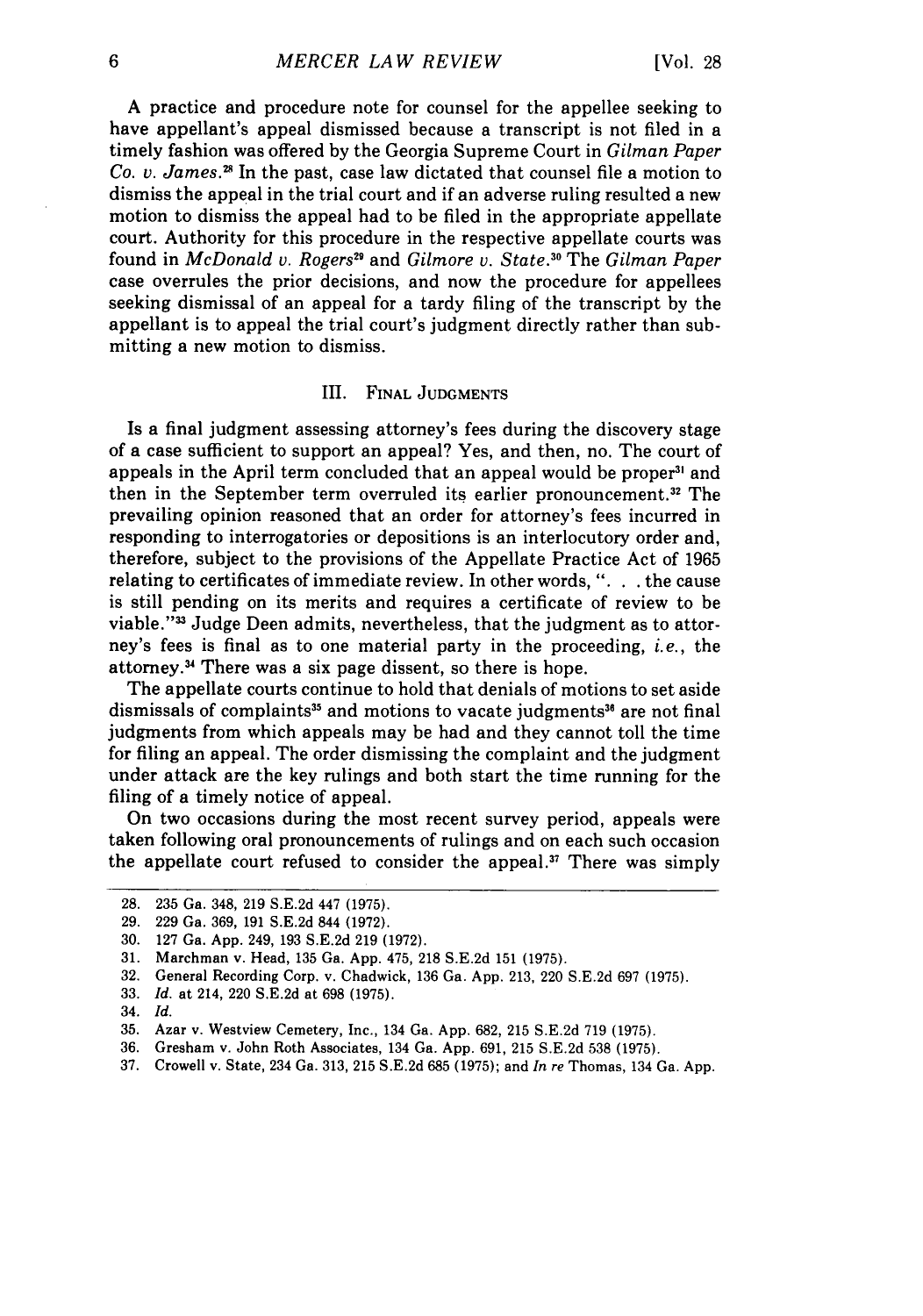A practice and procedure note for counsel for the appellee seeking to have appellant's appeal dismissed because a transcript is not filed in a timely fashion was offered by the Georgia Supreme Court in *Gilman Paper Co. v. James*.[28] In the past, case law dictated that counsel file a motion to dismiss the appeal in the trial court and if an adverse ruling resulted a new motion to dismiss the appeal had to be filed in the appropriate appellate court. Authority for this procedure in the respective appellate courts was found in *McDonald v. Rogers*[29] and *Gilmore v. State*.[30] The *Gilman Paper* case overrules the prior decisions, and now the procedure for appellees seeking dismissal of an appeal for a tardy filing of the transcript by the appellant is to appeal the trial court's judgment directly rather than submitting a new motion to dismiss.

## III. Final Judgments

Is a final judgment assessing attorney's fees during the discovery stage of a case sufficient to support an appeal? Yes, and then, no. The court of appeals in the April term concluded that an appeal would be proper[31] and then in the September term overruled its earlier pronouncement.[32] The prevailing opinion reasoned that an order for attorney's fees incurred in responding to interrogatories or depositions is an interlocutory order and, therefore, subject to the provisions of the Appellate Practice Act of 1965 relating to certificates of immediate review. In other words, ". . . the cause is still pending on its merits and requires a certificate of review to be viable."[33] Judge Deen admits, nevertheless, that the judgment as to attorney's fees is final as to one material party in the proceeding, *i.e.*, the attorney.[34] There was a six page dissent, so there is hope.

The appellate courts continue to hold that denials of motions to set aside dismissals of complaints[35] and motions to vacate judgments[36] are not final judgments from which appeals may be had and they cannot toll the time for filing an appeal. The order dismissing the complaint and the judgment under attack are the key rulings and both start the time running for the filing of a timely notice of appeal.

On two occasions during the most recent survey period, appeals were taken following oral pronouncements of rulings and on each such occasion the appellate court refused to consider the appeal.[37] There was simply

---

28. 235 Ga. 348, 219 S.E.2d 447 (1975).
29. 229 Ga. 369, 191 S.E.2d 844 (1972).
30. 127 Ga. App. 249, 193 S.E.2d 219 (1972).
31. Marchman v. Head, 135 Ga. App. 475, 218 S.E.2d 151 (1975).
32. General Recording Corp. v. Chadwick, 136 Ga. App. 213, 220 S.E.2d 697 (1975).
33. *Id.* at 214, 220 S.E.2d at 698 (1975).
34. *Id.*
35. Azar v. Westview Cemetery, Inc., 134 Ga. App. 682, 215 S.E.2d 719 (1975).
36. Gresham v. John Roth Associates, 134 Ga. App. 691, 215 S.E.2d 538 (1975).
37. Crowell v. State, 234 Ga. 313, 215 S.E.2d 685 (1975); and *In re* Thomas, 134 Ga. App.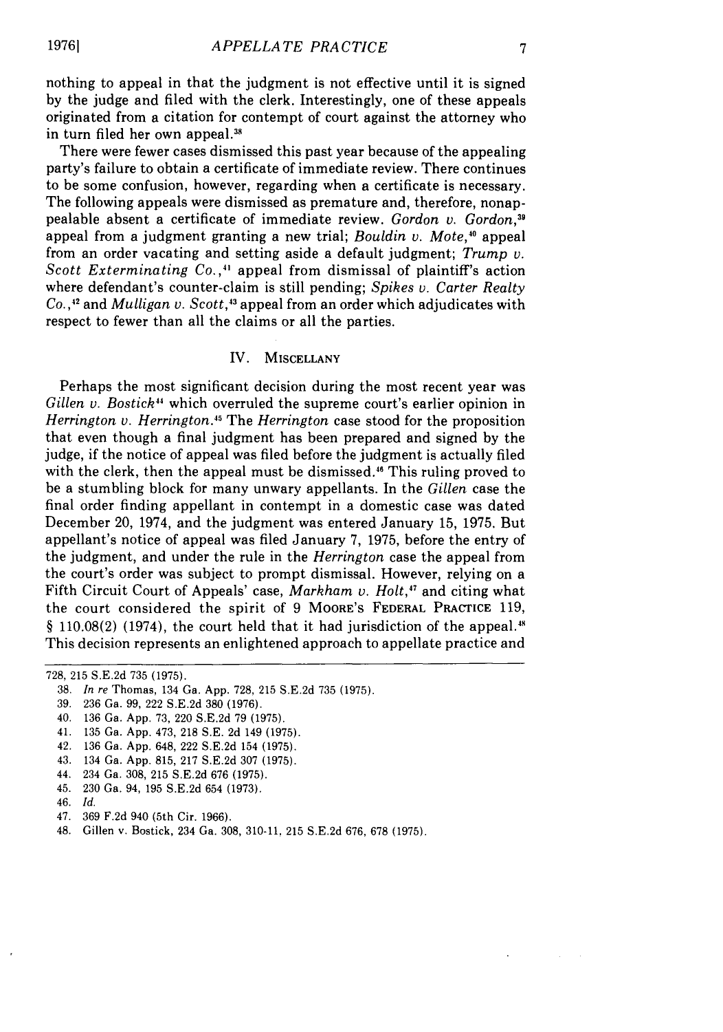nothing to appeal in that the judgment is not effective until it is signed by the judge and filed with the clerk. Interestingly, one of these appeals originated from a citation for contempt of court against the attorney who in turn filed her own appeal.[38]

There were fewer cases dismissed this past year because of the appealing party's failure to obtain a certificate of immediate review. There continues to be some confusion, however, regarding when a certificate is necessary. The following appeals were dismissed as premature and, therefore, nonappealable absent a certificate of immediate review. *Gordon v. Gordon*,[39] appeal from a judgment granting a new trial; *Bouldin v. Mote*,[40] appeal from an order vacating and setting aside a default judgment; *Trump v. Scott Exterminating Co.*,[41] appeal from dismissal of plaintiff's action where defendant's counter-claim is still pending; *Spikes v. Carter Realty Co.*,[42] and *Mulligan v. Scott*,[43] appeal from an order which adjudicates with respect to fewer than all the claims or all the parties.

## IV. MISCELLANY

Perhaps the most significant decision during the most recent year was *Gillen v. Bostick*[44] which overruled the supreme court's earlier opinion in *Herrington v. Herrington*.[45] The *Herrington* case stood for the proposition that even though a final judgment has been prepared and signed by the judge, if the notice of appeal was filed before the judgment is actually filed with the clerk, then the appeal must be dismissed.[46] This ruling proved to be a stumbling block for many unwary appellants. In the *Gillen* case the final order finding appellant in contempt in a domestic case was dated December 20, 1974, and the judgment was entered January 15, 1975. But appellant's notice of appeal was filed January 7, 1975, before the entry of the judgment, and under the rule in the *Herrington* case the appeal from the court's order was subject to prompt dismissal. However, relying on a Fifth Circuit Court of Appeals' case, *Markham v. Holt*,[47] and citing what the court considered the spirit of 9 MOORE'S FEDERAL PRACTICE 119, § 110.08(2) (1974), the court held that it had jurisdiction of the appeal.[48] This decision represents an enlightened approach to appellate practice and

---

728, 215 S.E.2d 735 (1975).

38. *In re* Thomas, 134 Ga. App. 728, 215 S.E.2d 735 (1975).
39. 236 Ga. 99, 222 S.E.2d 380 (1976).
40. 136 Ga. App. 73, 220 S.E.2d 79 (1975).
41. 135 Ga. App. 473, 218 S.E. 2d 149 (1975).
42. 136 Ga. App. 648, 222 S.E.2d 154 (1975).
43. 134 Ga. App. 815, 217 S.E.2d 307 (1975).
44. 234 Ga. 308, 215 S.E.2d 676 (1975).
45. 230 Ga. 94, 195 S.E.2d 654 (1973).
46. *Id.*
47. 369 F.2d 940 (5th Cir. 1966).
48. Gillen v. Bostick, 234 Ga. 308, 310-11, 215 S.E.2d 676, 678 (1975).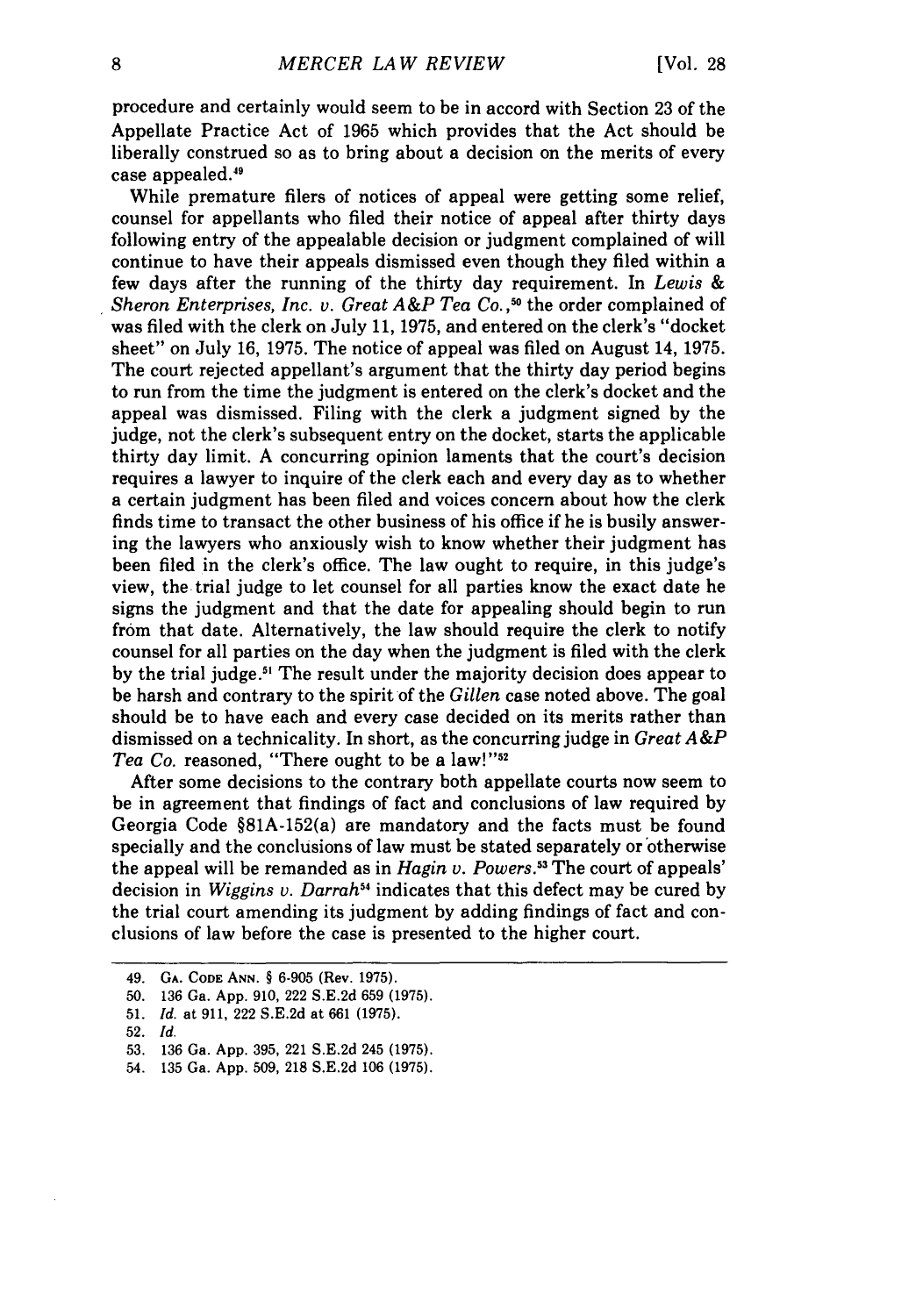procedure and certainly would seem to be in accord with Section 23 of the Appellate Practice Act of 1965 which provides that the Act should be liberally construed so as to bring about a decision on the merits of every case appealed.[49]

While premature filers of notices of appeal were getting some relief, counsel for appellants who filed their notice of appeal after thirty days following entry of the appealable decision or judgment complained of will continue to have their appeals dismissed even though they filed within a few days after the running of the thirty day requirement. In *Lewis & Sheron Enterprises, Inc. v. Great A&P Tea Co.*,[50] the order complained of was filed with the clerk on July 11, 1975, and entered on the clerk's "docket sheet" on July 16, 1975. The notice of appeal was filed on August 14, 1975. The court rejected appellant's argument that the thirty day period begins to run from the time the judgment is entered on the clerk's docket and the appeal was dismissed. Filing with the clerk a judgment signed by the judge, not the clerk's subsequent entry on the docket, starts the applicable thirty day limit. A concurring opinion laments that the court's decision requires a lawyer to inquire of the clerk each and every day as to whether a certain judgment has been filed and voices concern about how the clerk finds time to transact the other business of his office if he is busily answering the lawyers who anxiously wish to know whether their judgment has been filed in the clerk's office. The law ought to require, in this judge's view, the trial judge to let counsel for all parties know the exact date he signs the judgment and that the date for appealing should begin to run from that date. Alternatively, the law should require the clerk to notify counsel for all parties on the day when the judgment is filed with the clerk by the trial judge.[51] The result under the majority decision does appear to be harsh and contrary to the spirit of the *Gillen* case noted above. The goal should be to have each and every case decided on its merits rather than dismissed on a technicality. In short, as the concurring judge in *Great A&P Tea Co.* reasoned, "There ought to be a law!"[52]

After some decisions to the contrary both appellate courts now seem to be in agreement that findings of fact and conclusions of law required by Georgia Code §81A-152(a) are mandatory and the facts must be found specially and the conclusions of law must be stated separately or otherwise the appeal will be remanded as in *Hagin v. Powers*.[53] The court of appeals' decision in *Wiggins v. Darrah*[54] indicates that this defect may be cured by the trial court amending its judgment by adding findings of fact and conclusions of law before the case is presented to the higher court.

---

49. GA. CODE ANN. § 6-905 (Rev. 1975).
50. 136 Ga. App. 910, 222 S.E.2d 659 (1975).
51. *Id.* at 911, 222 S.E.2d at 661 (1975).
52. *Id.*
53. 136 Ga. App. 395, 221 S.E.2d 245 (1975).
54. 135 Ga. App. 509, 218 S.E.2d 106 (1975).